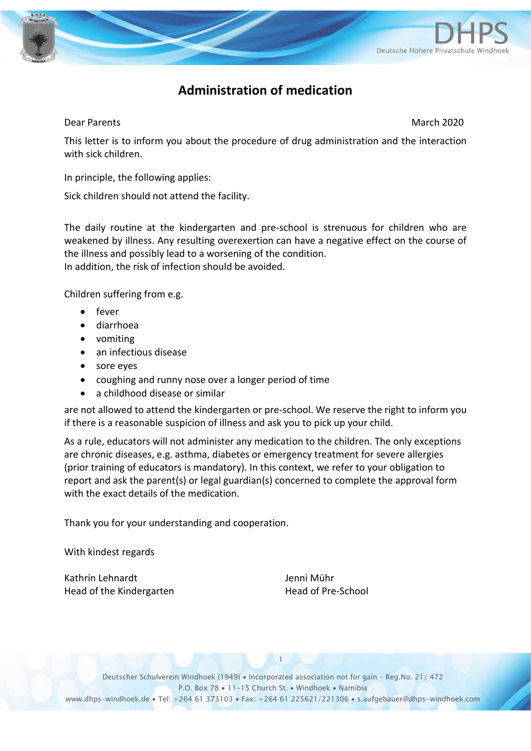# Administration of medication

Dear Parents

March 2020

This letter is to inform you about the procedure of drug administration and the interaction with sick children.

In principle, the following applies:

Sick children should not attend the facility.

The daily routine at the kindergarten and pre-school is strenuous for children who are weakened by illness. Any resulting overexertion can have a negative effect on the course of the illness and possibly lead to a worsening of the condition.
In addition, the risk of infection should be avoided.

Children suffering from e.g.

- fever
- diarrhoea
- vomiting
- an infectious disease
- sore eyes
- coughing and runny nose over a longer period of time
- a childhood disease or similar

are not allowed to attend the kindergarten or pre-school. We reserve the right to inform you if there is a reasonable suspicion of illness and ask you to pick up your child.

As a rule, educators will not administer any medication to the children. The only exceptions are chronic diseases, e.g. asthma, diabetes or emergency treatment for severe allergies (prior training of educators is mandatory). In this context, we refer to your obligation to report and ask the parent(s) or legal guardian(s) concerned to complete the approval form with the exact details of the medication.

Thank you for your understanding and cooperation.

With kindest regards

Kathrin Lehnardt
Head of the Kindergarten

Jenni Mühr
Head of Pre-School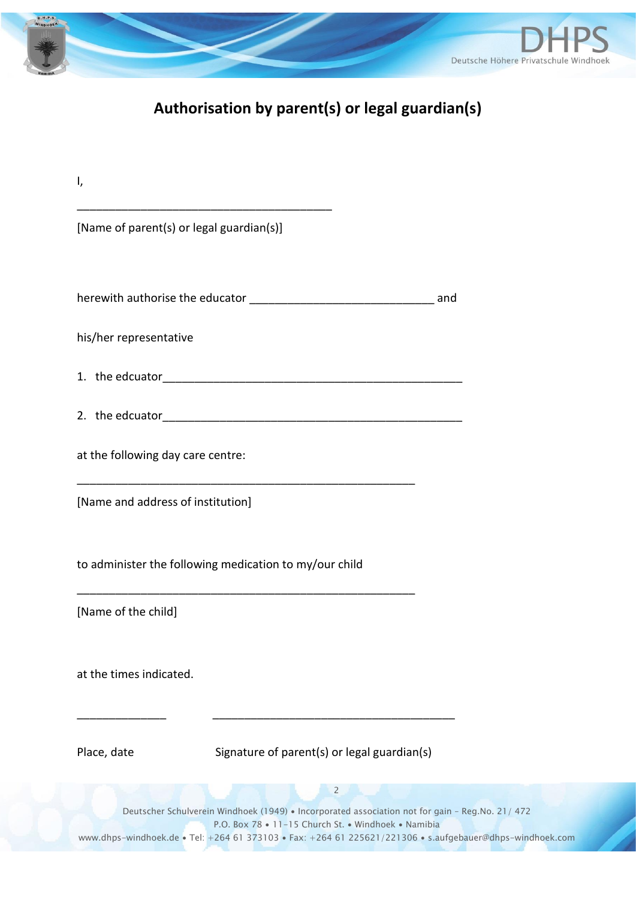# Authorisation by parent(s) or legal guardian(s)

I,

__________________________________________

[Name of parent(s) or legal guardian(s)]

herewith authorise the educator ______________________________ and

his/her representative

1. the edcuator_________________________________________________

2. the edcuator_________________________________________________

at the following day care centre:

_______________________________________________________

[Name and address of institution]

to administer the following medication to my/our child

_______________________________________________________

[Name of the child]

at the times indicated.

______________ _______________________________________

Place, date Signature of parent(s) or legal guardian(s)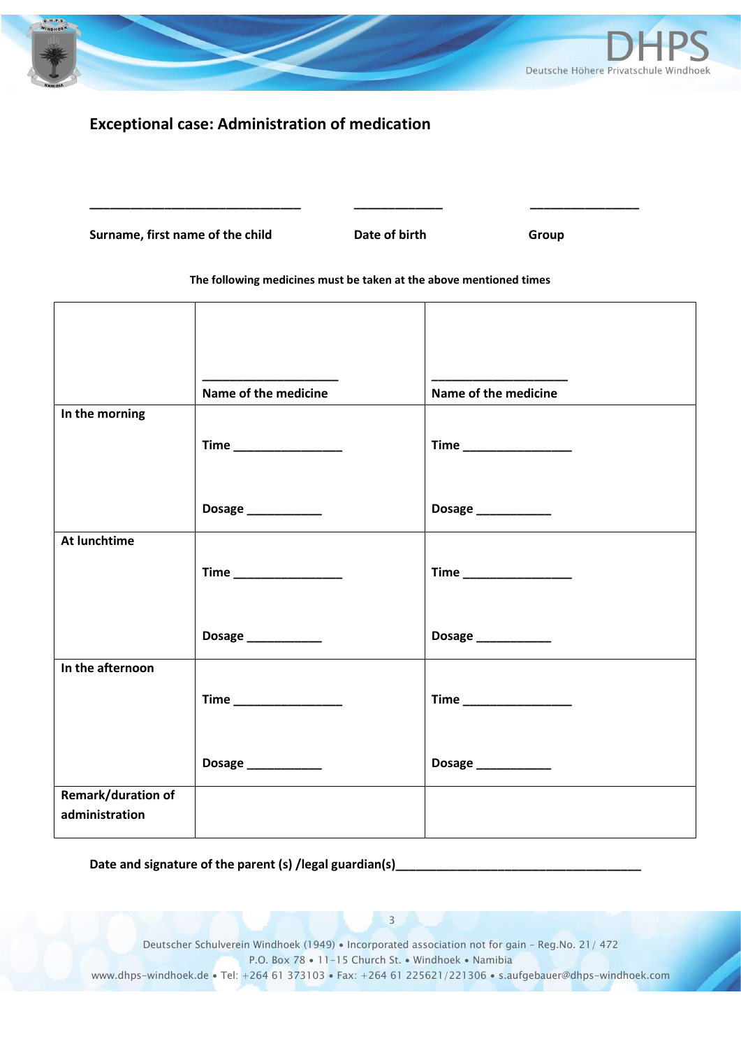## Exceptional case: Administration of medication

_______________________________ &nbsp;&nbsp;&nbsp;&nbsp; _____________ &nbsp;&nbsp;&nbsp;&nbsp; ________________

**Surname, first name of the child** &nbsp;&nbsp;&nbsp;&nbsp; **Date of birth** &nbsp;&nbsp;&nbsp;&nbsp; **Group**

**The following medicines must be taken at the above mentioned times**

| | | |
|---|---|---|
| | ____________________<br>**Name of the medicine** | ____________________<br>**Name of the medicine** |
| **In the morning** | **Time** ________________<br><br>**Dosage** ___________ | **Time** ________________<br><br>**Dosage** ___________ |
| **At lunchtime** | **Time** ________________<br><br>**Dosage** ___________ | **Time** ________________<br><br>**Dosage** ___________ |
| **In the afternoon** | **Time** ________________<br><br>**Dosage** ___________ | **Time** ________________<br><br>**Dosage** ___________ |
| **Remark/duration of administration** | | |

**Date and signature of the parent (s) /legal guardian(s)**____________________________________

Deutscher Schulverein Windhoek (1949) • Incorporated association not for gain – Reg.No. 21/ 472
P.O. Box 78 • 11-15 Church St. • Windhoek • Namibia
www.dhps-windhoek.de • Tel: +264 61 373103 • Fax: +264 61 225621/221306 • s.aufgebauer@dhps-windhoek.com